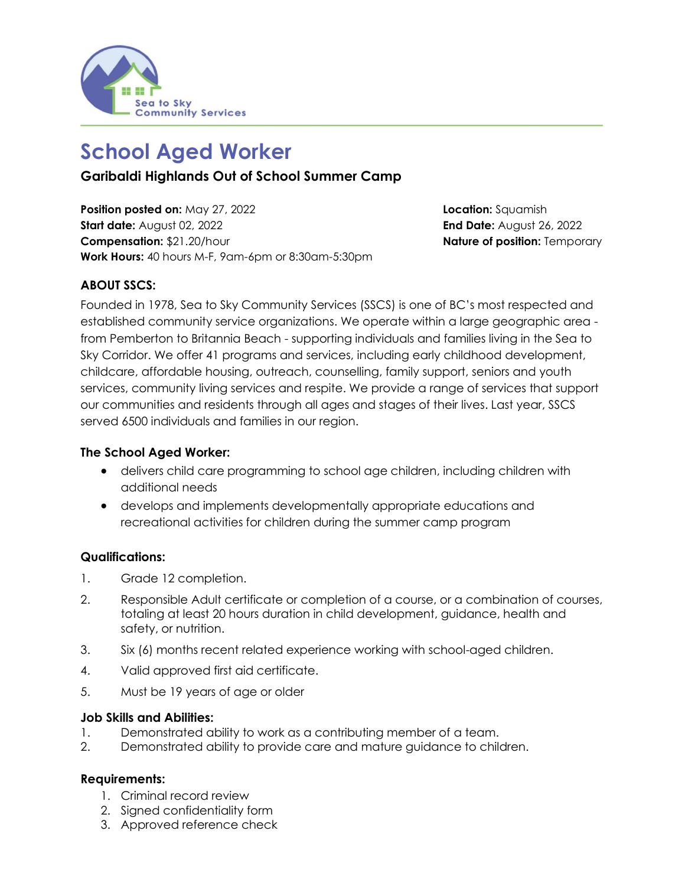Sea to Sky Community Services

# School Aged Worker

### Garibaldi Highlands Out of School Summer Camp

**Position posted on:** May 27, 2022
**Start date:** August 02, 2022
**Compensation:** $21.20/hour
**Work Hours:** 40 hours M-F, 9am-6pm or 8:30am-5:30pm

**Location:** Squamish
**End Date:** August 26, 2022
**Nature of position:** Temporary

### ABOUT SSCS:

Founded in 1978, Sea to Sky Community Services (SSCS) is one of BC's most respected and established community service organizations. We operate within a large geographic area - from Pemberton to Britannia Beach - supporting individuals and families living in the Sea to Sky Corridor. We offer 41 programs and services, including early childhood development, childcare, affordable housing, outreach, counselling, family support, seniors and youth services, community living services and respite. We provide a range of services that support our communities and residents through all ages and stages of their lives. Last year, SSCS served 6500 individuals and families in our region.

### The School Aged Worker:

- delivers child care programming to school age children, including children with additional needs
- develops and implements developmentally appropriate educations and recreational activities for children during the summer camp program

### Qualifications:

1. Grade 12 completion.
2. Responsible Adult certificate or completion of a course, or a combination of courses, totaling at least 20 hours duration in child development, guidance, health and safety, or nutrition.
3. Six (6) months recent related experience working with school-aged children.
4. Valid approved first aid certificate.
5. Must be 19 years of age or older

### Job Skills and Abilities:

1. Demonstrated ability to work as a contributing member of a team.
2. Demonstrated ability to provide care and mature guidance to children.

### Requirements:

1. Criminal record review
2. Signed confidentiality form
3. Approved reference check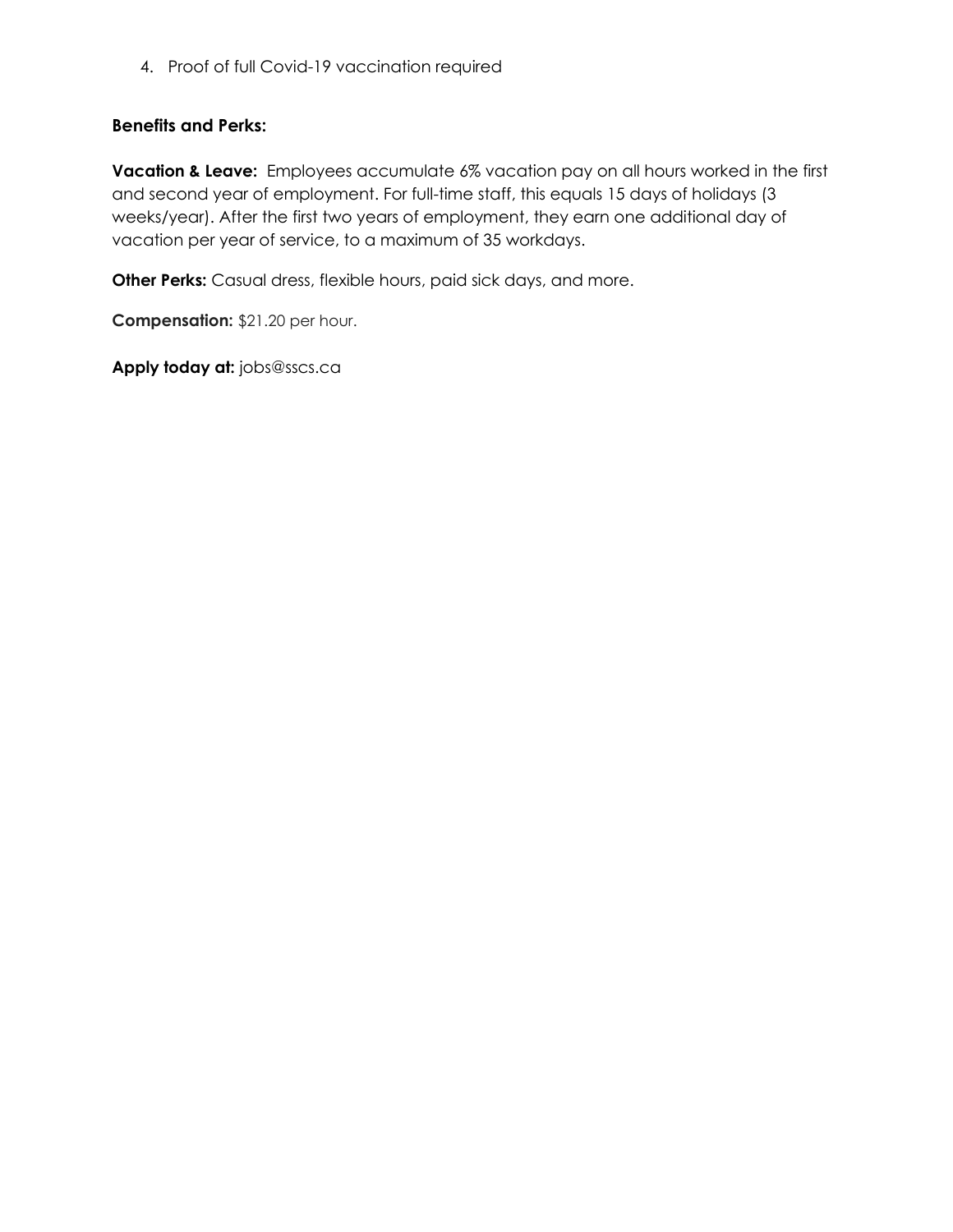4. Proof of full Covid-19 vaccination required

**Benefits and Perks:**

**Vacation & Leave:** Employees accumulate 6% vacation pay on all hours worked in the first and second year of employment. For full-time staff, this equals 15 days of holidays (3 weeks/year). After the first two years of employment, they earn one additional day of vacation per year of service, to a maximum of 35 workdays.

**Other Perks:** Casual dress, flexible hours, paid sick days, and more.

**Compensation:** $21.20 per hour.

**Apply today at:** jobs@sscs.ca